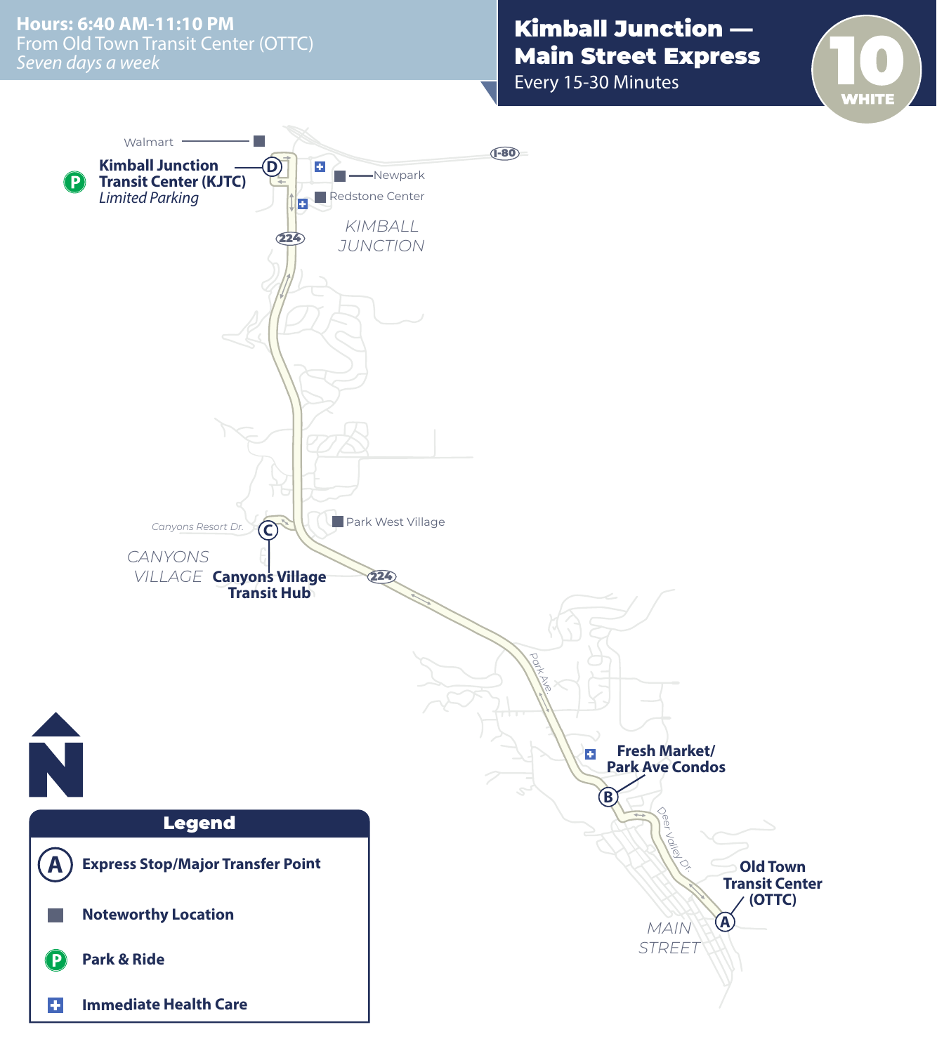**Hours: 6:40 AM-11:10 PM**
From Old Town Transit Center (OTTC)
*Seven days a week*

# Kimball Junction — Main Street Express

Every 15-30 Minutes

**10 WHITE**

Walmart

**Kimball Junction Transit Center (KJTC)** (D)
*Limited Parking*

Newpark

Redstone Center

I-80

224

KIMBALL JUNCTION

Park West Village

Canyons Resort Dr.

CANYONS VILLAGE

**Canyons Village Transit Hub** (C)

Park Ave.

**Fresh Market/ Park Ave Condos** (B)

Deer Valley Dr.

**Old Town Transit Center (OTTC)** (A)

MAIN STREET

## Legend

- (A) **Express Stop/Major Transfer Point**
- ■ **Noteworthy Location**
- (P) **Park & Ride**
- + **Immediate Health Care**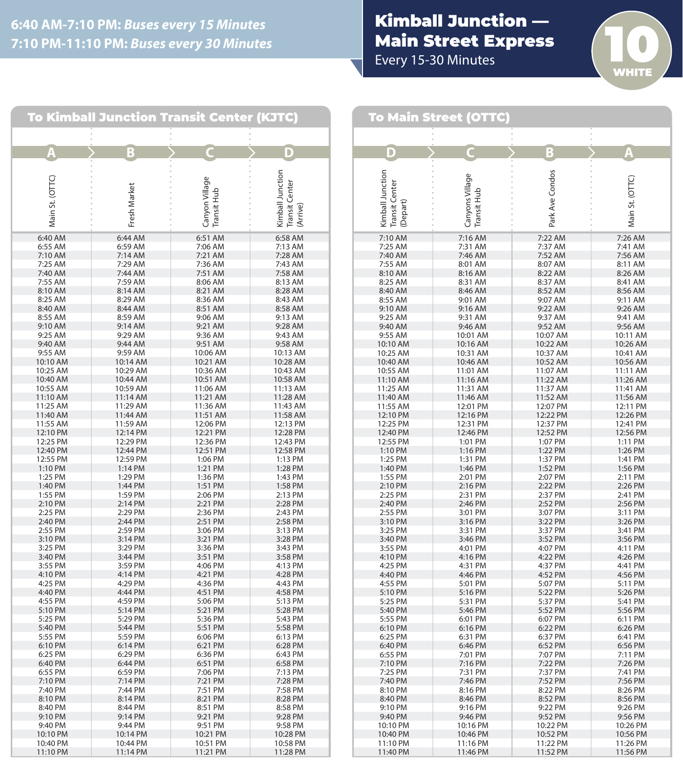6:40 AM-7:10 PM: ***Buses every 15 Minutes***
7:10 PM-11:10 PM: ***Buses every 30 Minutes***

# Kimball Junction — Main Street Express

Every 15-30 Minutes

**10 WHITE**

## To Kimball Junction Transit Center (KJTC)

| A<br>Main St. (OTTC) | B<br>Fresh Market | C<br>Canyon Village Transit Hub | D<br>Kimball Junction Transit Center (Arrive) |
|---|---|---|---|
| 6:40 AM | 6:44 AM | 6:51 AM | 6:58 AM |
| 6:55 AM | 6:59 AM | 7:06 AM | 7:13 AM |
| 7:10 AM | 7:14 AM | 7:21 AM | 7:28 AM |
| 7:25 AM | 7:29 AM | 7:36 AM | 7:43 AM |
| 7:40 AM | 7:44 AM | 7:51 AM | 7:58 AM |
| 7:55 AM | 7:59 AM | 8:06 AM | 8:13 AM |
| 8:10 AM | 8:14 AM | 8:21 AM | 8:28 AM |
| 8:25 AM | 8:29 AM | 8:36 AM | 8:43 AM |
| 8:40 AM | 8:44 AM | 8:51 AM | 8:58 AM |
| 8:55 AM | 8:59 AM | 9:06 AM | 9:13 AM |
| 9:10 AM | 9:14 AM | 9:21 AM | 9:28 AM |
| 9:25 AM | 9:29 AM | 9:36 AM | 9:43 AM |
| 9:40 AM | 9:44 AM | 9:51 AM | 9:58 AM |
| 9:55 AM | 9:59 AM | 10:06 AM | 10:13 AM |
| 10:10 AM | 10:14 AM | 10:21 AM | 10:28 AM |
| 10:25 AM | 10:29 AM | 10:36 AM | 10:43 AM |
| 10:40 AM | 10:44 AM | 10:51 AM | 10:58 AM |
| 10:55 AM | 10:59 AM | 11:06 AM | 11:13 AM |
| 11:10 AM | 11:14 AM | 11:21 AM | 11:28 AM |
| 11:25 AM | 11:29 AM | 11:36 AM | 11:43 AM |
| 11:40 AM | 11:44 AM | 11:51 AM | 11:58 AM |
| 11:55 AM | 11:59 AM | 12:06 PM | 12:13 PM |
| 12:10 PM | 12:14 PM | 12:21 PM | 12:28 PM |
| 12:25 PM | 12:29 PM | 12:36 PM | 12:43 PM |
| 12:40 PM | 12:44 PM | 12:51 PM | 12:58 PM |
| 12:55 PM | 12:59 PM | 1:06 PM | 1:13 PM |
| 1:10 PM | 1:14 PM | 1:21 PM | 1:28 PM |
| 1:25 PM | 1:29 PM | 1:36 PM | 1:43 PM |
| 1:40 PM | 1:44 PM | 1:51 PM | 1:58 PM |
| 1:55 PM | 1:59 PM | 2:06 PM | 2:13 PM |
| 2:10 PM | 2:14 PM | 2:21 PM | 2:28 PM |
| 2:25 PM | 2:29 PM | 2:36 PM | 2:43 PM |
| 2:40 PM | 2:44 PM | 2:51 PM | 2:58 PM |
| 2:55 PM | 2:59 PM | 3:06 PM | 3:13 PM |
| 3:10 PM | 3:14 PM | 3:21 PM | 3:28 PM |
| 3:25 PM | 3:29 PM | 3:36 PM | 3:43 PM |
| 3:40 PM | 3:44 PM | 3:51 PM | 3:58 PM |
| 3:55 PM | 3:59 PM | 4:06 PM | 4:13 PM |
| 4:10 PM | 4:14 PM | 4:21 PM | 4:28 PM |
| 4:25 PM | 4:29 PM | 4:36 PM | 4:43 PM |
| 4:40 PM | 4:44 PM | 4:51 PM | 4:58 PM |
| 4:55 PM | 4:59 PM | 5:06 PM | 5:13 PM |
| 5:10 PM | 5:14 PM | 5:21 PM | 5:28 PM |
| 5:25 PM | 5:29 PM | 5:36 PM | 5:43 PM |
| 5:40 PM | 5:44 PM | 5:51 PM | 5:58 PM |
| 5:55 PM | 5:59 PM | 6:06 PM | 6:13 PM |
| 6:10 PM | 6:14 PM | 6:21 PM | 6:28 PM |
| 6:25 PM | 6:29 PM | 6:36 PM | 6:43 PM |
| 6:40 PM | 6:44 PM | 6:51 PM | 6:58 PM |
| 6:55 PM | 6:59 PM | 7:06 PM | 7:13 PM |
| 7:10 PM | 7:14 PM | 7:21 PM | 7:28 PM |
| 7:40 PM | 7:44 PM | 7:51 PM | 7:58 PM |
| 8:10 PM | 8:14 PM | 8:21 PM | 8:28 PM |
| 8:40 PM | 8:44 PM | 8:51 PM | 8:58 PM |
| 9:10 PM | 9:14 PM | 9:21 PM | 9:28 PM |
| 9:40 PM | 9:44 PM | 9:51 PM | 9:58 PM |
| 10:10 PM | 10:14 PM | 10:21 PM | 10:28 PM |
| 10:40 PM | 10:44 PM | 10:51 PM | 10:58 PM |
| 11:10 PM | 11:14 PM | 11:21 PM | 11:28 PM |

## To Main Street (OTTC)

| D<br>Kimball Junction Transit Center (Depart) | C<br>Canyons Village Transit Hub | B<br>Park Ave Condos | A<br>Main St. (OTTC) |
|---|---|---|---|
| 7:10 AM | 7:16 AM | 7:22 AM | 7:26 AM |
| 7:25 AM | 7:31 AM | 7:37 AM | 7:41 AM |
| 7:40 AM | 7:46 AM | 7:52 AM | 7:56 AM |
| 7:55 AM | 8:01 AM | 8:07 AM | 8:11 AM |
| 8:10 AM | 8:16 AM | 8:22 AM | 8:26 AM |
| 8:25 AM | 8:31 AM | 8:37 AM | 8:41 AM |
| 8:40 AM | 8:46 AM | 8:52 AM | 8:56 AM |
| 8:55 AM | 9:01 AM | 9:07 AM | 9:11 AM |
| 9:10 AM | 9:16 AM | 9:22 AM | 9:26 AM |
| 9:25 AM | 9:31 AM | 9:37 AM | 9:41 AM |
| 9:40 AM | 9:46 AM | 9:52 AM | 9:56 AM |
| 9:55 AM | 10:01 AM | 10:07 AM | 10:11 AM |
| 10:10 AM | 10:16 AM | 10:22 AM | 10:26 AM |
| 10:25 AM | 10:31 AM | 10:37 AM | 10:41 AM |
| 10:40 AM | 10:46 AM | 10:52 AM | 10:56 AM |
| 10:55 AM | 11:01 AM | 11:07 AM | 11:11 AM |
| 11:10 AM | 11:16 AM | 11:22 AM | 11:26 AM |
| 11:25 AM | 11:31 AM | 11:37 AM | 11:41 AM |
| 11:40 AM | 11:46 AM | 11:52 AM | 11:56 AM |
| 11:55 AM | 12:01 PM | 12:07 PM | 12:11 PM |
| 12:10 PM | 12:16 PM | 12:22 PM | 12:26 PM |
| 12:25 PM | 12:31 PM | 12:37 PM | 12:41 PM |
| 12:40 PM | 12:46 PM | 12:52 PM | 12:56 PM |
| 12:55 PM | 1:01 PM | 1:07 PM | 1:11 PM |
| 1:10 PM | 1:16 PM | 1:22 PM | 1:26 PM |
| 1:25 PM | 1:31 PM | 1:37 PM | 1:41 PM |
| 1:40 PM | 1:46 PM | 1:52 PM | 1:56 PM |
| 1:55 PM | 2:01 PM | 2:07 PM | 2:11 PM |
| 2:10 PM | 2:16 PM | 2:22 PM | 2:26 PM |
| 2:25 PM | 2:31 PM | 2:37 PM | 2:41 PM |
| 2:40 PM | 2:46 PM | 2:52 PM | 2:56 PM |
| 2:55 PM | 3:01 PM | 3:07 PM | 3:11 PM |
| 3:10 PM | 3:16 PM | 3:22 PM | 3:26 PM |
| 3:25 PM | 3:31 PM | 3:37 PM | 3:41 PM |
| 3:40 PM | 3:46 PM | 3:52 PM | 3:56 PM |
| 3:55 PM | 4:01 PM | 4:07 PM | 4:11 PM |
| 4:10 PM | 4:16 PM | 4:22 PM | 4:26 PM |
| 4:25 PM | 4:31 PM | 4:37 PM | 4:41 PM |
| 4:40 PM | 4:46 PM | 4:52 PM | 4:56 PM |
| 4:55 PM | 5:01 PM | 5:07 PM | 5:11 PM |
| 5:10 PM | 5:16 PM | 5:22 PM | 5:26 PM |
| 5:25 PM | 5:31 PM | 5:37 PM | 5:41 PM |
| 5:40 PM | 5:46 PM | 5:52 PM | 5:56 PM |
| 5:55 PM | 6:01 PM | 6:07 PM | 6:11 PM |
| 6:10 PM | 6:16 PM | 6:22 PM | 6:26 PM |
| 6:25 PM | 6:31 PM | 6:37 PM | 6:41 PM |
| 6:40 PM | 6:46 PM | 6:52 PM | 6:56 PM |
| 6:55 PM | 7:01 PM | 7:07 PM | 7:11 PM |
| 7:10 PM | 7:16 PM | 7:22 PM | 7:26 PM |
| 7:25 PM | 7:31 PM | 7:37 PM | 7:41 PM |
| 7:40 PM | 7:46 PM | 7:52 PM | 7:56 PM |
| 8:10 PM | 8:16 PM | 8:22 PM | 8:26 PM |
| 8:40 PM | 8:46 PM | 8:52 PM | 8:56 PM |
| 9:10 PM | 9:16 PM | 9:22 PM | 9:26 PM |
| 9:40 PM | 9:46 PM | 9:52 PM | 9:56 PM |
| 10:10 PM | 10:16 PM | 10:22 PM | 10:26 PM |
| 10:40 PM | 10:46 PM | 10:52 PM | 10:56 PM |
| 11:10 PM | 11:16 PM | 11:22 PM | 11:26 PM |
| 11:40 PM | 11:46 PM | 11:52 PM | 11:56 PM |